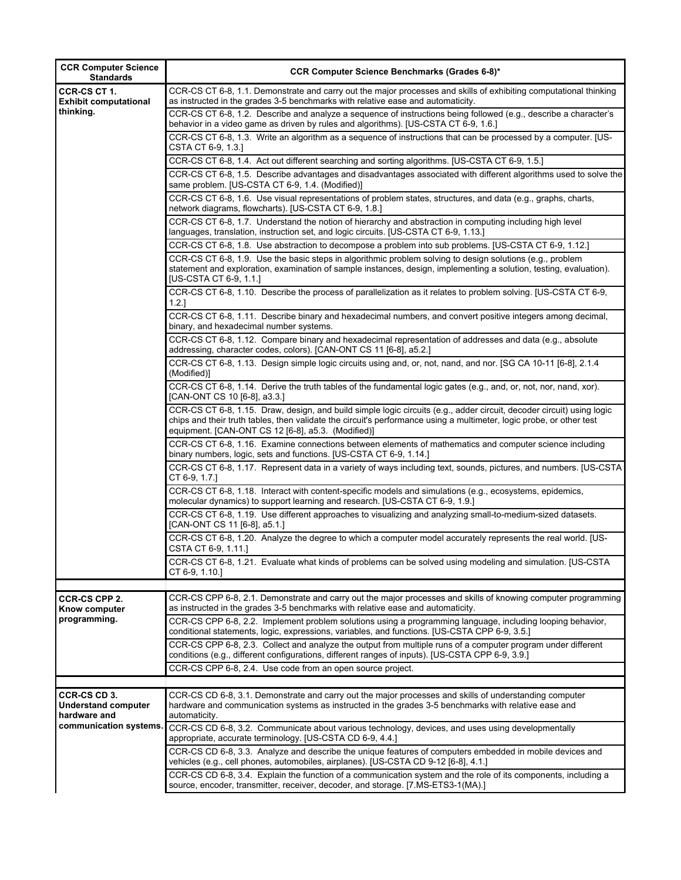| CCR Computer Science Standards | CCR Computer Science Benchmarks (Grades 6-8)* |
|---|---|
| **CCR-CS CT 1. Exhibit computational thinking.** | CCR-CS CT 6-8, 1.1. Demonstrate and carry out the major processes and skills of exhibiting computational thinking as instructed in the grades 3-5 benchmarks with relative ease and automaticity. |
| | CCR-CS CT 6-8, 1.2. Describe and analyze a sequence of instructions being followed (e.g., describe a character's behavior in a video game as driven by rules and algorithms). [US-CSTA CT 6-9, 1.6.] |
| | CCR-CS CT 6-8, 1.3. Write an algorithm as a sequence of instructions that can be processed by a computer. [US-CSTA CT 6-9, 1.3.] |
| | CCR-CS CT 6-8, 1.4. Act out different searching and sorting algorithms. [US-CSTA CT 6-9, 1.5.] |
| | CCR-CS CT 6-8, 1.5. Describe advantages and disadvantages associated with different algorithms used to solve the same problem. [US-CSTA CT 6-9, 1.4. (Modified)] |
| | CCR-CS CT 6-8, 1.6. Use visual representations of problem states, structures, and data (e.g., graphs, charts, network diagrams, flowcharts). [US-CSTA CT 6-9, 1.8.] |
| | CCR-CS CT 6-8, 1.7. Understand the notion of hierarchy and abstraction in computing including high level languages, translation, instruction set, and logic circuits. [US-CSTA CT 6-9, 1.13.] |
| | CCR-CS CT 6-8, 1.8. Use abstraction to decompose a problem into sub problems. [US-CSTA CT 6-9, 1.12.] |
| | CCR-CS CT 6-8, 1.9. Use the basic steps in algorithmic problem solving to design solutions (e.g., problem statement and exploration, examination of sample instances, design, implementing a solution, testing, evaluation). [US-CSTA CT 6-9, 1.1.] |
| | CCR-CS CT 6-8, 1.10. Describe the process of parallelization as it relates to problem solving. [US-CSTA CT 6-9, 1.2.] |
| | CCR-CS CT 6-8, 1.11. Describe binary and hexadecimal numbers, and convert positive integers among decimal, binary, and hexadecimal number systems. |
| | CCR-CS CT 6-8, 1.12. Compare binary and hexadecimal representation of addresses and data (e.g., absolute addressing, character codes, colors). [CAN-ONT CS 11 [6-8], a5.2.] |
| | CCR-CS CT 6-8, 1.13. Design simple logic circuits using and, or, not, nand, and nor. [SG CA 10-11 [6-8], 2.1.4 (Modified)] |
| | CCR-CS CT 6-8, 1.14. Derive the truth tables of the fundamental logic gates (e.g., and, or, not, nor, nand, xor). [CAN-ONT CS 10 [6-8], a3.3.] |
| | CCR-CS CT 6-8, 1.15. Draw, design, and build simple logic circuits (e.g., adder circuit, decoder circuit) using logic chips and their truth tables, then validate the circuit's performance using a multimeter, logic probe, or other test equipment. [CAN-ONT CS 12 [6-8], a5.3. (Modified)] |
| | CCR-CS CT 6-8, 1.16. Examine connections between elements of mathematics and computer science including binary numbers, logic, sets and functions. [US-CSTA CT 6-9, 1.14.] |
| | CCR-CS CT 6-8, 1.17. Represent data in a variety of ways including text, sounds, pictures, and numbers. [US-CSTA CT 6-9, 1.7.] |
| | CCR-CS CT 6-8, 1.18. Interact with content-specific models and simulations (e.g., ecosystems, epidemics, molecular dynamics) to support learning and research. [US-CSTA CT 6-9, 1.9.] |
| | CCR-CS CT 6-8, 1.19. Use different approaches to visualizing and analyzing small-to-medium-sized datasets. [CAN-ONT CS 11 [6-8], a5.1.] |
| | CCR-CS CT 6-8, 1.20. Analyze the degree to which a computer model accurately represents the real world. [US-CSTA CT 6-9, 1.11.] |
| | CCR-CS CT 6-8, 1.21. Evaluate what kinds of problems can be solved using modeling and simulation. [US-CSTA CT 6-9, 1.10.] |
| | |
| **CCR-CS CPP 2. Know computer programming.** | CCR-CS CPP 6-8, 2.1. Demonstrate and carry out the major processes and skills of knowing computer programming as instructed in the grades 3-5 benchmarks with relative ease and automaticity. |
| | CCR-CS CPP 6-8, 2.2. Implement problem solutions using a programming language, including looping behavior, conditional statements, logic, expressions, variables, and functions. [US-CSTA CPP 6-9, 3.5.] |
| | CCR-CS CPP 6-8, 2.3. Collect and analyze the output from multiple runs of a computer program under different conditions (e.g., different configurations, different ranges of inputs). [US-CSTA CPP 6-9, 3.9.] |
| | CCR-CS CPP 6-8, 2.4. Use code from an open source project. |
| | |
| **CCR-CS CD 3. Understand computer hardware and communication systems.** | CCR-CS CD 6-8, 3.1. Demonstrate and carry out the major processes and skills of understanding computer hardware and communication systems as instructed in the grades 3-5 benchmarks with relative ease and automaticity. |
| | CCR-CS CD 6-8, 3.2. Communicate about various technology, devices, and uses using developmentally appropriate, accurate terminology. [US-CSTA CD 6-9, 4.4.] |
| | CCR-CS CD 6-8, 3.3. Analyze and describe the unique features of computers embedded in mobile devices and vehicles (e.g., cell phones, automobiles, airplanes). [US-CSTA CD 9-12 [6-8], 4.1.] |
| | CCR-CS CD 6-8, 3.4. Explain the function of a communication system and the role of its components, including a source, encoder, transmitter, receiver, decoder, and storage. [7.MS-ETS3-1(MA).] |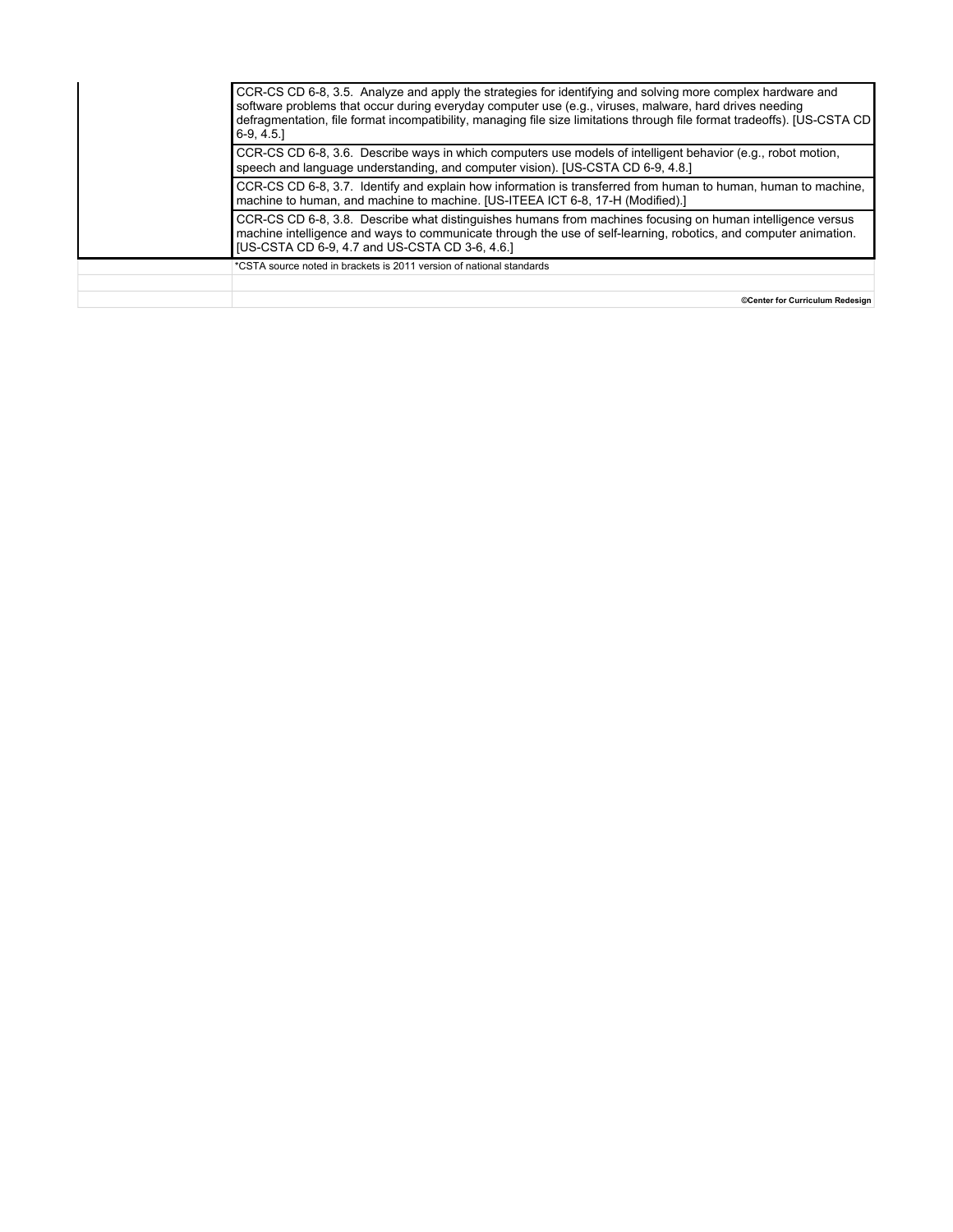| | |
|---|---|
| | CCR-CS CD 6-8, 3.5. Analyze and apply the strategies for identifying and solving more complex hardware and software problems that occur during everyday computer use (e.g., viruses, malware, hard drives needing defragmentation, file format incompatibility, managing file size limitations through file format tradeoffs). [US-CSTA CD 6-9, 4.5.] |
| | CCR-CS CD 6-8, 3.6. Describe ways in which computers use models of intelligent behavior (e.g., robot motion, speech and language understanding, and computer vision). [US-CSTA CD 6-9, 4.8.] |
| | CCR-CS CD 6-8, 3.7. Identify and explain how information is transferred from human to human, human to machine, machine to human, and machine to machine. [US-ITEEA ICT 6-8, 17-H (Modified).] |
| | CCR-CS CD 6-8, 3.8. Describe what distinguishes humans from machines focusing on human intelligence versus machine intelligence and ways to communicate through the use of self-learning, robotics, and computer animation. [US-CSTA CD 6-9, 4.7 and US-CSTA CD 3-6, 4.6.] |
| | *CSTA source noted in brackets is 2011 version of national standards |

©Center for Curriculum Redesign